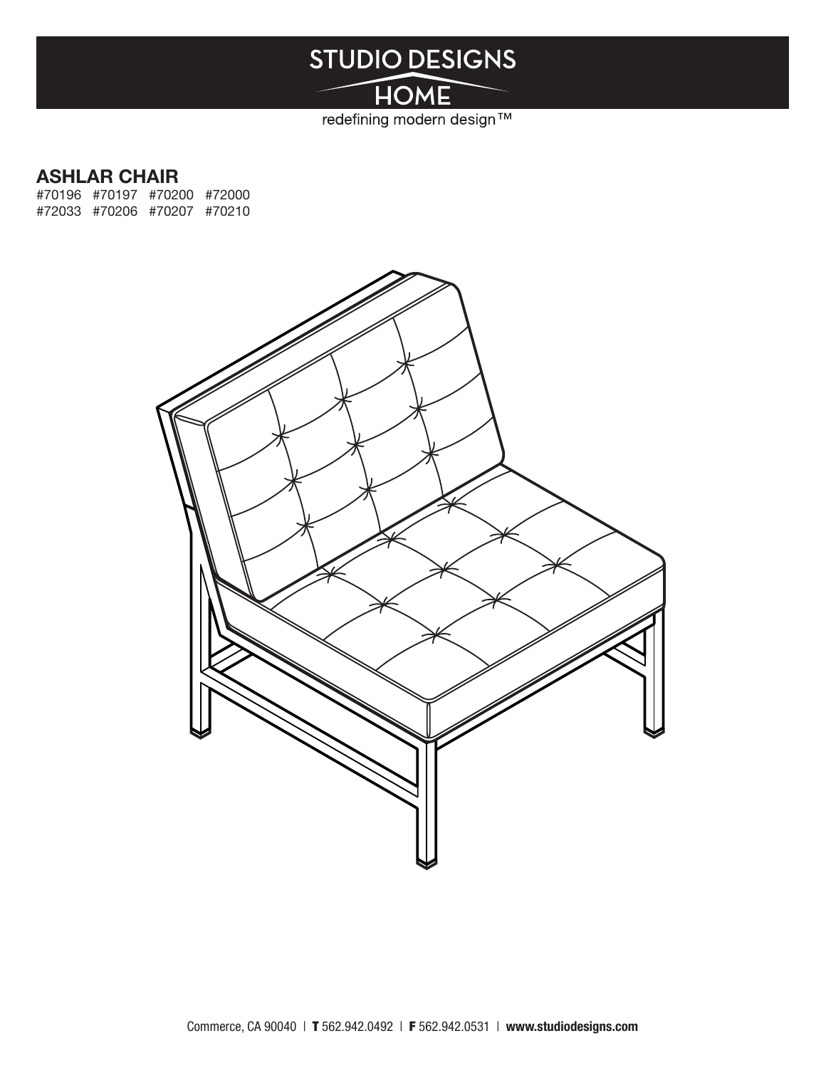STUDIO DESIGNS

HOME

redefining modern design™

## ASHLAR CHAIR

#70196 #70197 #70200 #72000
#72033 #70206 #70207 #70210

Commerce, CA 90040 | **T** 562.942.0492 | **F** 562.942.0531 | **www.studiodesigns.com**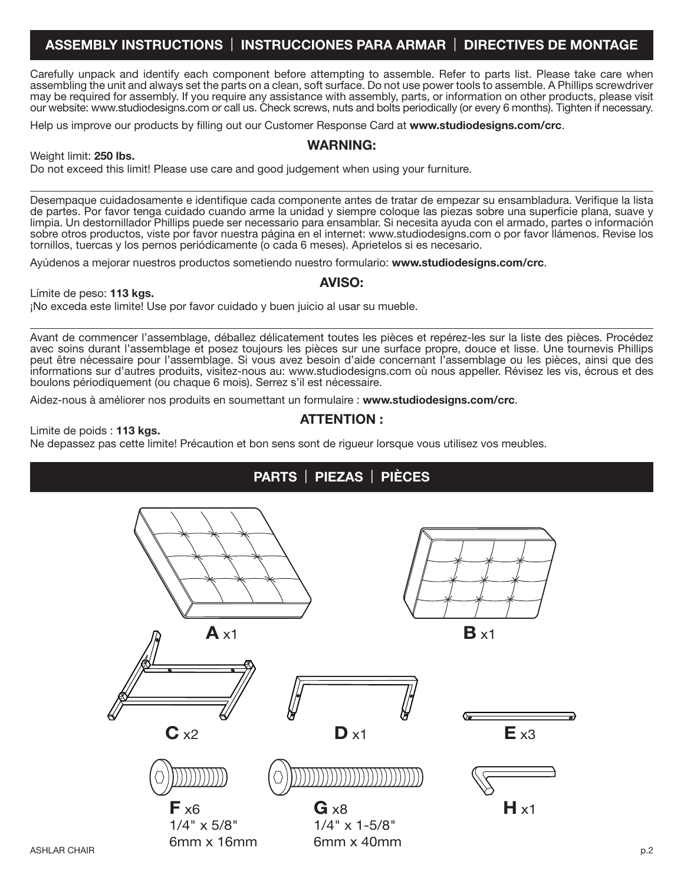## ASSEMBLY INSTRUCTIONS | INSTRUCCIONES PARA ARMAR | DIRECTIVES DE MONTAGE

Carefully unpack and identify each component before attempting to assemble. Refer to parts list. Please take care when assembling the unit and always set the parts on a clean, soft surface. Do not use power tools to assemble. A Phillips screwdriver may be required for assembly. If you require any assistance with assembly, parts, or information on other products, please visit our website: www.studiodesigns.com or call us. Check screws, nuts and bolts periodically (or every 6 months). Tighten if necessary.

Help us improve our products by filling out our Customer Response Card at **www.studiodesigns.com/crc**.

**WARNING:**

Weight limit: **250 lbs.**

Do not exceed this limit! Please use care and good judgement when using your furniture.

---

Desempaque cuidadosamente e identifique cada componente antes de tratar de empezar su ensambladura. Verifique la lista de partes. Por favor tenga cuidado cuando arme la unidad y siempre coloque las piezas sobre una superficie plana, suave y limpia. Un destornillador Phillips puede ser necessario para ensamblar. Si necesita ayuda con el armado, partes o información sobre otros productos, viste por favor nuestra página en el internet: www.studiodesigns.com o por favor llámenos. Revise los tornillos, tuercas y los pernos periódicamente (o cada 6 meses). Aprietelos si es necesario.

Ayúdenos a mejorar nuestros productos sometiendo nuestro formulario: **www.studiodesigns.com/crc**.

**AVISO:**

Límite de peso: **113 kgs.**

¡No exceda este limite! Use por favor cuidado y buen juicio al usar su mueble.

---

Avant de commencer l'assemblage, déballez délicatement toutes les pièces et repérez-les sur la liste des pièces. Procédez avec soins durant l'assemblage et posez toujours les pièces sur une surface propre, douce et lisse. Une tournevis Phillips peut être nécessaire pour l'assemblage. Si vous avez besoin d'aide concernant l'assemblage ou les pièces, ainsi que des informations sur d'autres produits, visitez-nous au: www.studiodesigns.com où nous appeller. Révisez les vis, écrous et des boulons périodiquement (ou chaque 6 mois). Serrez s'il est nécessaire.

Aidez-nous à améliorer nos produits en soumettant un formulaire : **www.studiodesigns.com/crc**.

**ATTENTION :**

Limite de poids : **113 kgs.**

Ne depassez pas cette limite! Précaution et bon sens sont de rigueur lorsque vous utilisez vos meubles.

## PARTS | PIEZAS | PIÈCES

**A** x1

**B** x1

**C** x2

**D** x1

**E** x3

**F** x6
1/4" x 5/8"
6mm x 16mm

**G** x8
1/4" x 1-5/8"
6mm x 40mm

**H** x1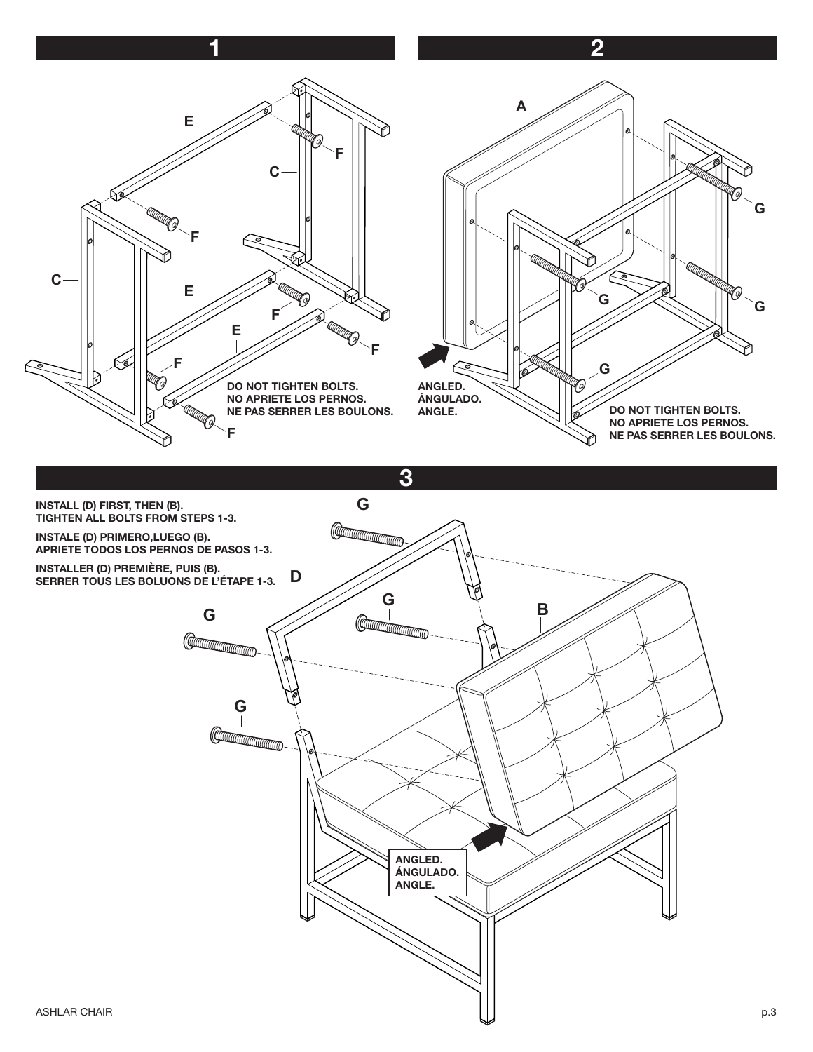## 1

E

F

C

F

C

E

F

E

F

F

F

DO NOT TIGHTEN BOLTS.
NO APRIETE LOS PERNOS.
NE PAS SERRER LES BOULONS.

## 2

A

G

G

G

G

ANGLED.
ÁNGULADO.
ANGLE.

DO NOT TIGHTEN BOLTS.
NO APRIETE LOS PERNOS.
NE PAS SERRER LES BOULONS.

## 3

INSTALL (D) FIRST, THEN (B).
TIGHTEN ALL BOLTS FROM STEPS 1-3.

INSTALE (D) PRIMERO,LUEGO (B).
APRIETE TODOS LOS PERNOS DE PASOS 1-3.

INSTALLER (D) PREMIÈRE, PUIS (B).
SERRER TOUS LES BOLUONS DE L'ÉTAPE 1-3.

G

D

G

G

B

G

ANGLED.
ÁNGULADO.
ANGLE.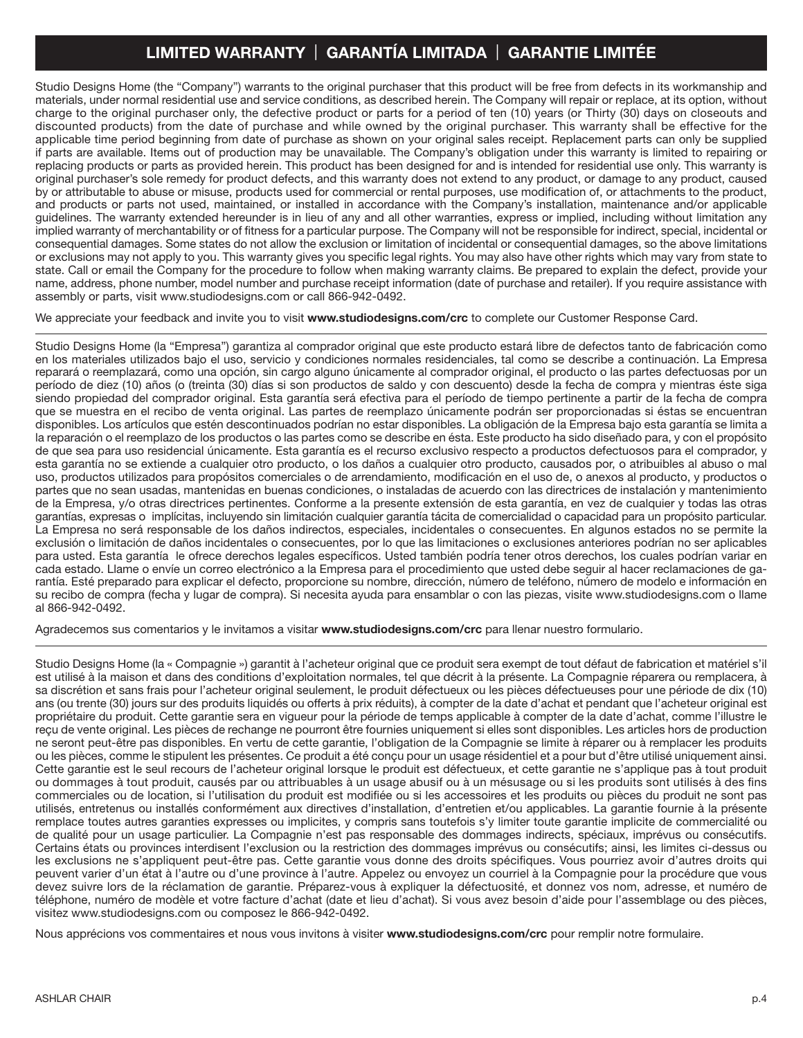# LIMITED WARRANTY | GARANTÍA LIMITADA | GARANTIE LIMITÉE

Studio Designs Home (the "Company") warrants to the original purchaser that this product will be free from defects in its workmanship and materials, under normal residential use and service conditions, as described herein. The Company will repair or replace, at its option, without charge to the original purchaser only, the defective product or parts for a period of ten (10) years (or Thirty (30) days on closeouts and discounted products) from the date of purchase and while owned by the original purchaser. This warranty shall be effective for the applicable time period beginning from date of purchase as shown on your original sales receipt. Replacement parts can only be supplied if parts are available. Items out of production may be unavailable. The Company's obligation under this warranty is limited to repairing or replacing products or parts as provided herein. This product has been designed for and is intended for residential use only. This warranty is original purchaser's sole remedy for product defects, and this warranty does not extend to any product, or damage to any product, caused by or attributable to abuse or misuse, products used for commercial or rental purposes, use modification of, or attachments to the product, and products or parts not used, maintained, or installed in accordance with the Company's installation, maintenance and/or applicable guidelines. The warranty extended hereunder is in lieu of any and all other warranties, express or implied, including without limitation any implied warranty of merchantability or of fitness for a particular purpose. The Company will not be responsible for indirect, special, incidental or consequential damages. Some states do not allow the exclusion or limitation of incidental or consequential damages, so the above limitations or exclusions may not apply to you. This warranty gives you specific legal rights. You may also have other rights which may vary from state to state. Call or email the Company for the procedure to follow when making warranty claims. Be prepared to explain the defect, provide your name, address, phone number, model number and purchase receipt information (date of purchase and retailer). If you require assistance with assembly or parts, visit www.studiodesigns.com or call 866-942-0492.

We appreciate your feedback and invite you to visit **www.studiodesigns.com/crc** to complete our Customer Response Card.

---

Studio Designs Home (la "Empresa") garantiza al comprador original que este producto estará libre de defectos tanto de fabricación como en los materiales utilizados bajo el uso, servicio y condiciones normales residenciales, tal como se describe a continuación. La Empresa reparará o reemplazará, como una opción, sin cargo alguno únicamente al comprador original, el producto o las partes defectuosas por un período de diez (10) años (o treinta (30) días si son productos de saldo y con descuento) desde la fecha de compra y mientras éste siga siendo propiedad del comprador original. Esta garantía será efectiva para el período de tiempo pertinente a partir de la fecha de compra que se muestra en el recibo de venta original. Las partes de reemplazo únicamente podrán ser proporcionadas si éstas se encuentran disponibles. Los artículos que estén descontinuados podrían no estar disponibles. La obligación de la Empresa bajo esta garantía se limita a la reparación o el reemplazo de los productos o las partes como se describe en ésta. Este producto ha sido diseñado para, y con el propósito de que sea para uso residencial únicamente. Esta garantía es el recurso exclusivo respecto a productos defectuosos para el comprador, y esta garantía no se extiende a cualquier otro producto, o los daños a cualquier otro producto, causados por, o atribuibles al abuso o mal uso, productos utilizados para propósitos comerciales o de arrendamiento, modificación en el uso de, o anexos al producto, y productos o partes que no sean usadas, mantenidas en buenas condiciones, o instaladas de acuerdo con las directrices de instalación y mantenimiento de la Empresa, y/o otras directrices pertinentes. Conforme a la presente extensión de esta garantía, en vez de cualquier y todas las otras garantías, expresas o implícitas, incluyendo sin limitación cualquier garantía tácita de comercialidad o capacidad para un propósito particular. La Empresa no será responsable de los daños indirectos, especiales, incidentales o consecuentes. En algunos estados no se permite la exclusión o limitación de daños incidentales o consecuentes, por lo que las limitaciones o exclusiones anteriores podrían no ser aplicables para usted. Esta garantía le ofrece derechos legales específicos. Usted también podría tener otros derechos, los cuales podrían variar en cada estado. Llame o envíe un correo electrónico a la Empresa para el procedimiento que usted debe seguir al hacer reclamaciones de garantía. Esté preparado para explicar el defecto, proporcione su nombre, dirección, número de teléfono, número de modelo e información en su recibo de compra (fecha y lugar de compra). Si necesita ayuda para ensamblar o con las piezas, visite www.studiodesigns.com o llame al 866-942-0492.

Agradecemos sus comentarios y le invitamos a visitar **www.studiodesigns.com/crc** para llenar nuestro formulario.

---

Studio Designs Home (la « Compagnie ») garantit à l'acheteur original que ce produit sera exempt de tout défaut de fabrication et matériel s'il est utilisé à la maison et dans des conditions d'exploitation normales, tel que décrit à la présente. La Compagnie réparera ou remplacera, à sa discrétion et sans frais pour l'acheteur original seulement, le produit défectueux ou les pièces défectueuses pour une période de dix (10) ans (ou trente (30) jours sur des produits liquidés ou offerts à prix réduits), à compter de la date d'achat et pendant que l'acheteur original est propriétaire du produit. Cette garantie sera en vigueur pour la période de temps applicable à compter de la date d'achat, comme l'illustre le reçu de vente original. Les pièces de rechange ne pourront être fournies uniquement si elles sont disponibles. Les articles hors de production ne seront peut-être pas disponibles. En vertu de cette garantie, l'obligation de la Compagnie se limite à réparer ou à remplacer les produits ou les pièces, comme le stipulent les présentes. Ce produit a été conçu pour un usage résidentiel et a pour but d'être utilisé uniquement ainsi. Cette garantie est le seul recours de l'acheteur original lorsque le produit est défectueux, et cette garantie ne s'applique pas à tout produit ou dommages à tout produit, causés par ou attribuables à un usage abusif ou à un mésusage ou si les produits sont utilisés à des fins commerciales ou de location, si l'utilisation du produit est modifiée ou si les accessoires et les produits ou pièces du produit ne sont pas utilisés, entretenus ou installés conformément aux directives d'installation, d'entretien et/ou applicables. La garantie fournie à la présente remplace toutes autres garanties expresses ou implicites, y compris sans toutefois s'y limiter toute garantie implicite de commercialité ou de qualité pour un usage particulier. La Compagnie n'est pas responsable des dommages indirects, spéciaux, imprévus ou consécutifs. Certains états ou provinces interdisent l'exclusion ou la restriction des dommages imprévus ou consécutifs; ainsi, les limites ci-dessus ou les exclusions ne s'appliquent peut-être pas. Cette garantie vous donne des droits spécifiques. Vous pourriez avoir d'autres droits qui peuvent varier d'un état à l'autre ou d'une province à l'autre. Appelez ou envoyez un courriel à la Compagnie pour la procédure que vous devez suivre lors de la réclamation de garantie. Préparez-vous à expliquer la défectuosité, et donnez vos nom, adresse, et numéro de téléphone, numéro de modèle et votre facture d'achat (date et lieu d'achat). Si vous avez besoin d'aide pour l'assemblage ou des pièces, visitez www.studiodesigns.com ou composez le 866-942-0492.

Nous apprécions vos commentaires et nous vous invitons à visiter **www.studiodesigns.com/crc** pour remplir notre formulaire.